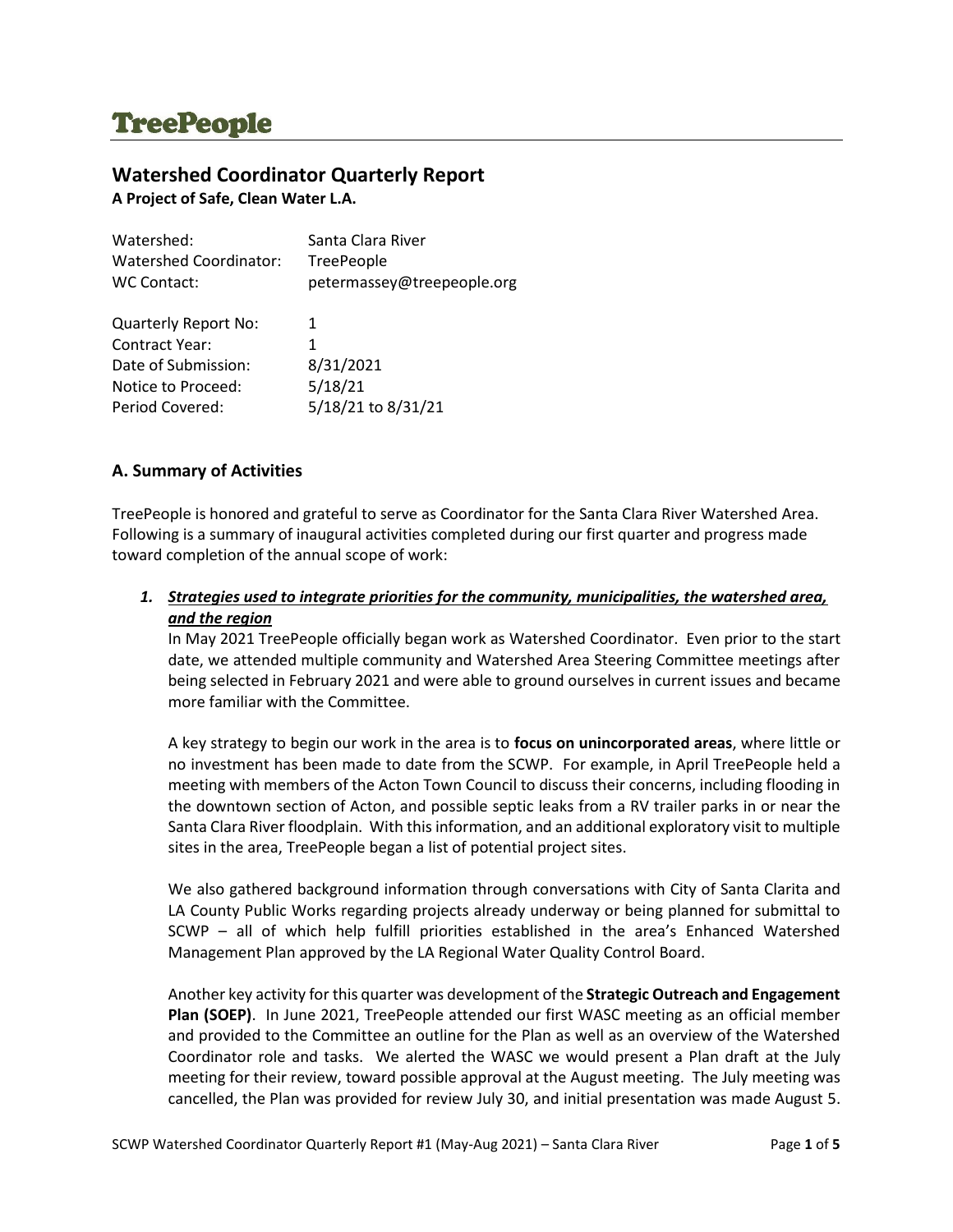# TreePeople

## Watershed Coordinator Quarterly Report

**A Project of Safe, Clean Water L.A.**

| | |
|---|---|
| Watershed: | Santa Clara River |
| Watershed Coordinator: | TreePeople |
| WC Contact: | petermassey@treepeople.org |

| | |
|---|---|
| Quarterly Report No: | 1 |
| Contract Year: | 1 |
| Date of Submission: | 8/31/2021 |
| Notice to Proceed: | 5/18/21 |
| Period Covered: | 5/18/21 to 8/31/21 |

### A. Summary of Activities

TreePeople is honored and grateful to serve as Coordinator for the Santa Clara River Watershed Area. Following is a summary of inaugural activities completed during our first quarter and progress made toward completion of the annual scope of work:

1. ***Strategies used to integrate priorities for the community, municipalities, the watershed area, and the region***

   In May 2021 TreePeople officially began work as Watershed Coordinator. Even prior to the start date, we attended multiple community and Watershed Area Steering Committee meetings after being selected in February 2021 and were able to ground ourselves in current issues and became more familiar with the Committee.

   A key strategy to begin our work in the area is to **focus on unincorporated areas**, where little or no investment has been made to date from the SCWP. For example, in April TreePeople held a meeting with members of the Acton Town Council to discuss their concerns, including flooding in the downtown section of Acton, and possible septic leaks from a RV trailer parks in or near the Santa Clara River floodplain. With this information, and an additional exploratory visit to multiple sites in the area, TreePeople began a list of potential project sites.

   We also gathered background information through conversations with City of Santa Clarita and LA County Public Works regarding projects already underway or being planned for submittal to SCWP – all of which help fulfill priorities established in the area's Enhanced Watershed Management Plan approved by the LA Regional Water Quality Control Board.

   Another key activity for this quarter was development of the **Strategic Outreach and Engagement Plan (SOEP)**. In June 2021, TreePeople attended our first WASC meeting as an official member and provided to the Committee an outline for the Plan as well as an overview of the Watershed Coordinator role and tasks. We alerted the WASC we would present a Plan draft at the July meeting for their review, toward possible approval at the August meeting. The July meeting was cancelled, the Plan was provided for review July 30, and initial presentation was made August 5.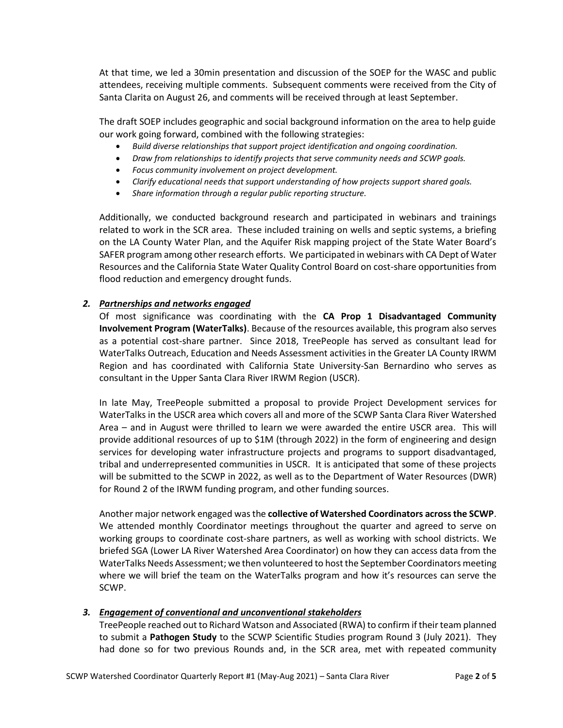At that time, we led a 30min presentation and discussion of the SOEP for the WASC and public attendees, receiving multiple comments. Subsequent comments were received from the City of Santa Clarita on August 26, and comments will be received through at least September.

The draft SOEP includes geographic and social background information on the area to help guide our work going forward, combined with the following strategies:

- *Build diverse relationships that support project identification and ongoing coordination.*
- *Draw from relationships to identify projects that serve community needs and SCWP goals.*
- *Focus community involvement on project development.*
- *Clarify educational needs that support understanding of how projects support shared goals.*
- *Share information through a regular public reporting structure.*

Additionally, we conducted background research and participated in webinars and trainings related to work in the SCR area. These included training on wells and septic systems, a briefing on the LA County Water Plan, and the Aquifer Risk mapping project of the State Water Board's SAFER program among other research efforts. We participated in webinars with CA Dept of Water Resources and the California State Water Quality Control Board on cost-share opportunities from flood reduction and emergency drought funds.

## *2. Partnerships and networks engaged*

Of most significance was coordinating with the **CA Prop 1 Disadvantaged Community Involvement Program (WaterTalks)**. Because of the resources available, this program also serves as a potential cost-share partner. Since 2018, TreePeople has served as consultant lead for WaterTalks Outreach, Education and Needs Assessment activities in the Greater LA County IRWM Region and has coordinated with California State University-San Bernardino who serves as consultant in the Upper Santa Clara River IRWM Region (USCR).

In late May, TreePeople submitted a proposal to provide Project Development services for WaterTalks in the USCR area which covers all and more of the SCWP Santa Clara River Watershed Area – and in August were thrilled to learn we were awarded the entire USCR area. This will provide additional resources of up to $1M (through 2022) in the form of engineering and design services for developing water infrastructure projects and programs to support disadvantaged, tribal and underrepresented communities in USCR. It is anticipated that some of these projects will be submitted to the SCWP in 2022, as well as to the Department of Water Resources (DWR) for Round 2 of the IRWM funding program, and other funding sources.

Another major network engaged was the **collective of Watershed Coordinators across the SCWP**. We attended monthly Coordinator meetings throughout the quarter and agreed to serve on working groups to coordinate cost-share partners, as well as working with school districts. We briefed SGA (Lower LA River Watershed Area Coordinator) on how they can access data from the WaterTalks Needs Assessment; we then volunteered to host the September Coordinators meeting where we will brief the team on the WaterTalks program and how it's resources can serve the SCWP.

## *3. Engagement of conventional and unconventional stakeholders*

TreePeople reached out to Richard Watson and Associated (RWA) to confirm if their team planned to submit a **Pathogen Study** to the SCWP Scientific Studies program Round 3 (July 2021). They had done so for two previous Rounds and, in the SCR area, met with repeated community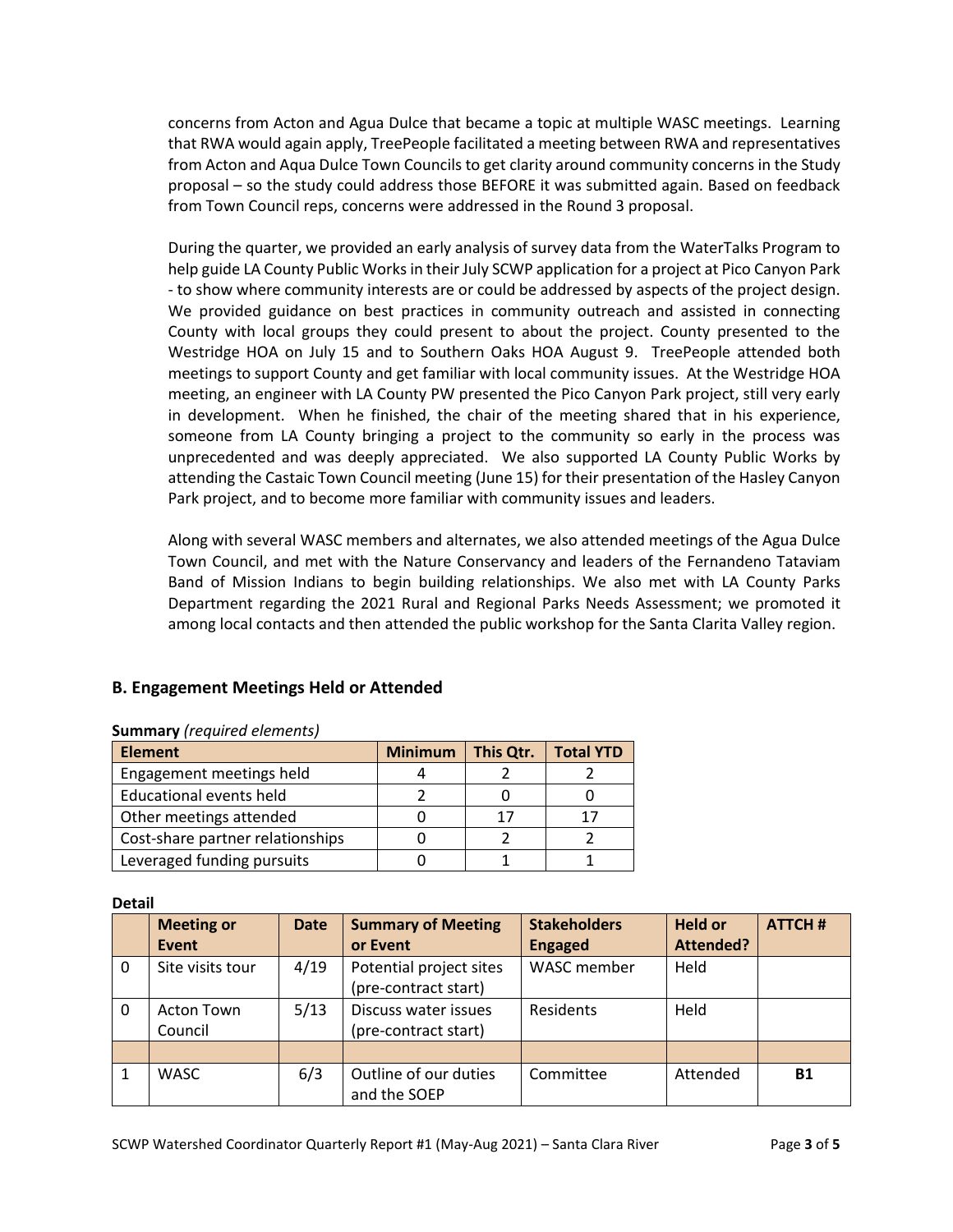concerns from Acton and Agua Dulce that became a topic at multiple WASC meetings. Learning that RWA would again apply, TreePeople facilitated a meeting between RWA and representatives from Acton and Aqua Dulce Town Councils to get clarity around community concerns in the Study proposal – so the study could address those BEFORE it was submitted again. Based on feedback from Town Council reps, concerns were addressed in the Round 3 proposal.

During the quarter, we provided an early analysis of survey data from the WaterTalks Program to help guide LA County Public Works in their July SCWP application for a project at Pico Canyon Park - to show where community interests are or could be addressed by aspects of the project design. We provided guidance on best practices in community outreach and assisted in connecting County with local groups they could present to about the project. County presented to the Westridge HOA on July 15 and to Southern Oaks HOA August 9. TreePeople attended both meetings to support County and get familiar with local community issues. At the Westridge HOA meeting, an engineer with LA County PW presented the Pico Canyon Park project, still very early in development. When he finished, the chair of the meeting shared that in his experience, someone from LA County bringing a project to the community so early in the process was unprecedented and was deeply appreciated. We also supported LA County Public Works by attending the Castaic Town Council meeting (June 15) for their presentation of the Hasley Canyon Park project, and to become more familiar with community issues and leaders.

Along with several WASC members and alternates, we also attended meetings of the Agua Dulce Town Council, and met with the Nature Conservancy and leaders of the Fernandeno Tataviam Band of Mission Indians to begin building relationships. We also met with LA County Parks Department regarding the 2021 Rural and Regional Parks Needs Assessment; we promoted it among local contacts and then attended the public workshop for the Santa Clarita Valley region.

## B. Engagement Meetings Held or Attended

**Summary** *(required elements)*

| Element | Minimum | This Qtr. | Total YTD |
|---|---|---|---|
| Engagement meetings held | 4 | 2 | 2 |
| Educational events held | 2 | 0 | 0 |
| Other meetings attended | 0 | 17 | 17 |
| Cost-share partner relationships | 0 | 2 | 2 |
| Leveraged funding pursuits | 0 | 1 | 1 |

**Detail**

| | Meeting or Event | Date | Summary of Meeting or Event | Stakeholders Engaged | Held or Attended? | ATTCH # |
|---|---|---|---|---|---|---|
| 0 | Site visits tour | 4/19 | Potential project sites (pre-contract start) | WASC member | Held | |
| 0 | Acton Town Council | 5/13 | Discuss water issues (pre-contract start) | Residents | Held | |
| | | | | | | |
| 1 | WASC | 6/3 | Outline of our duties and the SOEP | Committee | Attended | **B1** |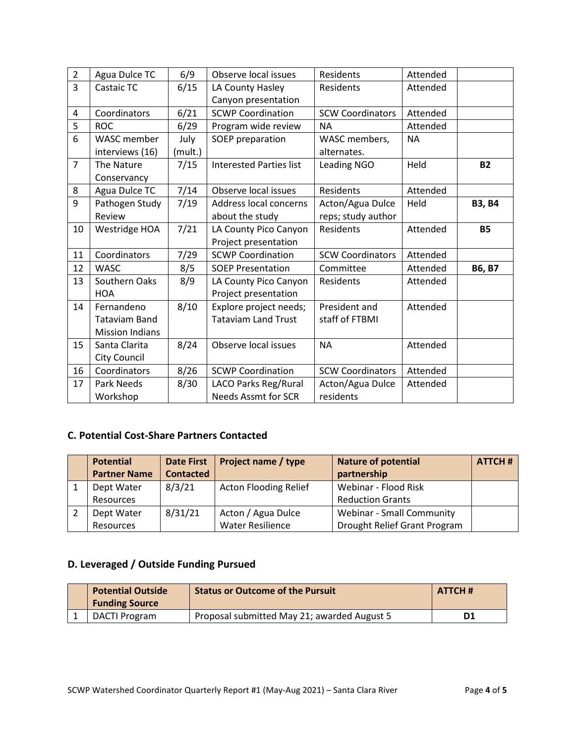| 2 | Agua Dulce TC | 6/9 | Observe local issues | Residents | Attended | |
|---|---|---|---|---|---|---|
| 3 | Castaic TC | 6/15 | LA County Hasley Canyon presentation | Residents | Attended | |
| 4 | Coordinators | 6/21 | SCWP Coordination | SCW Coordinators | Attended | |
| 5 | ROC | 6/29 | Program wide review | NA | Attended | |
| 6 | WASC member interviews (16) | July (mult.) | SOEP preparation | WASC members, alternates. | NA | |
| 7 | The Nature Conservancy | 7/15 | Interested Parties list | Leading NGO | Held | **B2** |
| 8 | Agua Dulce TC | 7/14 | Observe local issues | Residents | Attended | |
| 9 | Pathogen Study Review | 7/19 | Address local concerns about the study | Acton/Agua Dulce reps; study author | Held | **B3, B4** |
| 10 | Westridge HOA | 7/21 | LA County Pico Canyon Project presentation | Residents | Attended | **B5** |
| 11 | Coordinators | 7/29 | SCWP Coordination | SCW Coordinators | Attended | |
| 12 | WASC | 8/5 | SOEP Presentation | Committee | Attended | **B6, B7** |
| 13 | Southern Oaks HOA | 8/9 | LA County Pico Canyon Project presentation | Residents | Attended | |
| 14 | Fernandeno Tataviam Band Mission Indians | 8/10 | Explore project needs; Tataviam Land Trust | President and staff of FTBMI | Attended | |
| 15 | Santa Clarita City Council | 8/24 | Observe local issues | NA | Attended | |
| 16 | Coordinators | 8/26 | SCWP Coordination | SCW Coordinators | Attended | |
| 17 | Park Needs Workshop | 8/30 | LACO Parks Reg/Rural Needs Assmt for SCR | Acton/Agua Dulce residents | Attended | |

## C. Potential Cost-Share Partners Contacted

| | Potential Partner Name | Date First Contacted | Project name / type | Nature of potential partnership | ATTCH # |
|---|---|---|---|---|---|
| 1 | Dept Water Resources | 8/3/21 | Acton Flooding Relief | Webinar - Flood Risk Reduction Grants | |
| 2 | Dept Water Resources | 8/31/21 | Acton / Agua Dulce Water Resilience | Webinar - Small Community Drought Relief Grant Program | |

## D. Leveraged / Outside Funding Pursued

| | Potential Outside Funding Source | Status or Outcome of the Pursuit | ATTCH # |
|---|---|---|---|
| 1 | DACTI Program | Proposal submitted May 21; awarded August 5 | **D1** |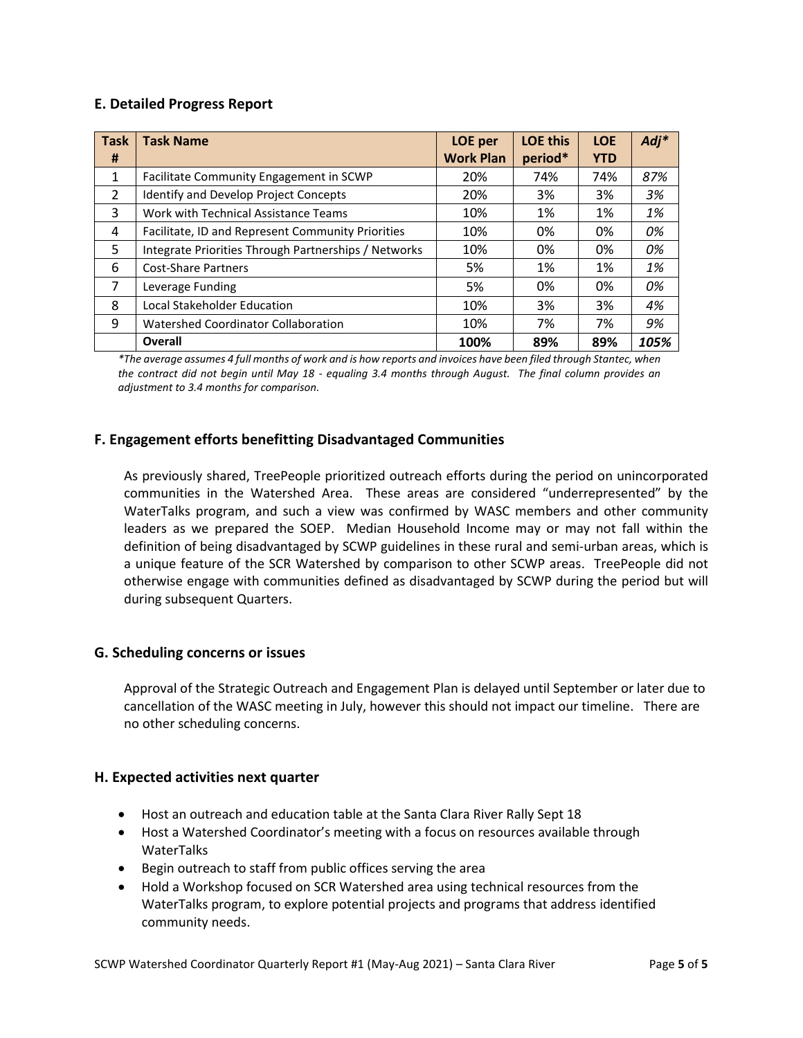## E. Detailed Progress Report

| Task # | Task Name | LOE per Work Plan | LOE this period* | LOE YTD | *Adj** |
|---|---|---|---|---|---|
| 1 | Facilitate Community Engagement in SCWP | 20% | 74% | 74% | *87%* |
| 2 | Identify and Develop Project Concepts | 20% | 3% | 3% | *3%* |
| 3 | Work with Technical Assistance Teams | 10% | 1% | 1% | *1%* |
| 4 | Facilitate, ID and Represent Community Priorities | 10% | 0% | 0% | *0%* |
| 5 | Integrate Priorities Through Partnerships / Networks | 10% | 0% | 0% | *0%* |
| 6 | Cost-Share Partners | 5% | 1% | 1% | *1%* |
| 7 | Leverage Funding | 5% | 0% | 0% | *0%* |
| 8 | Local Stakeholder Education | 10% | 3% | 3% | *4%* |
| 9 | Watershed Coordinator Collaboration | 10% | 7% | 7% | *9%* |
| | **Overall** | **100%** | **89%** | **89%** | ***105%*** |

*\*The average assumes 4 full months of work and is how reports and invoices have been filed through Stantec, when the contract did not begin until May 18 - equaling 3.4 months through August. The final column provides an adjustment to 3.4 months for comparison.*

## F. Engagement efforts benefitting Disadvantaged Communities

As previously shared, TreePeople prioritized outreach efforts during the period on unincorporated communities in the Watershed Area. These areas are considered "underrepresented" by the WaterTalks program, and such a view was confirmed by WASC members and other community leaders as we prepared the SOEP. Median Household Income may or may not fall within the definition of being disadvantaged by SCWP guidelines in these rural and semi-urban areas, which is a unique feature of the SCR Watershed by comparison to other SCWP areas. TreePeople did not otherwise engage with communities defined as disadvantaged by SCWP during the period but will during subsequent Quarters.

## G. Scheduling concerns or issues

Approval of the Strategic Outreach and Engagement Plan is delayed until September or later due to cancellation of the WASC meeting in July, however this should not impact our timeline. There are no other scheduling concerns.

## H. Expected activities next quarter

- Host an outreach and education table at the Santa Clara River Rally Sept 18
- Host a Watershed Coordinator's meeting with a focus on resources available through WaterTalks
- Begin outreach to staff from public offices serving the area
- Hold a Workshop focused on SCR Watershed area using technical resources from the WaterTalks program, to explore potential projects and programs that address identified community needs.